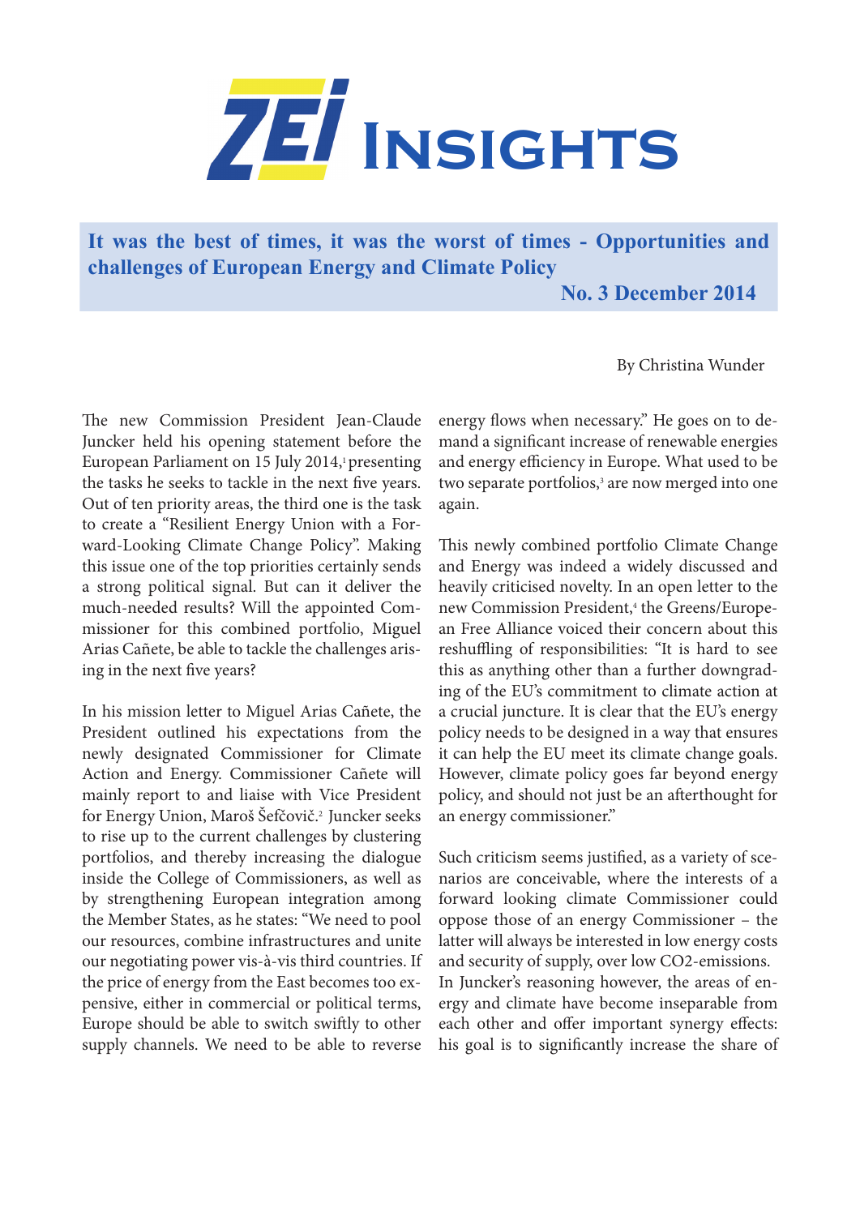# ZEI Insights

## It was the best of times, it was the worst of times - Opportunities and challenges of European Energy and Climate Policy

**No. 3 December 2014**

By Christina Wunder

The new Commission President Jean-Claude Juncker held his opening statement before the European Parliament on 15 July 2014,[1] presenting the tasks he seeks to tackle in the next five years. Out of ten priority areas, the third one is the task to create a "Resilient Energy Union with a Forward-Looking Climate Change Policy". Making this issue one of the top priorities certainly sends a strong political signal. But can it deliver the much-needed results? Will the appointed Commissioner for this combined portfolio, Miguel Arias Cañete, be able to tackle the challenges arising in the next five years?

In his mission letter to Miguel Arias Cañete, the President outlined his expectations from the newly designated Commissioner for Climate Action and Energy. Commissioner Cañete will mainly report to and liaise with Vice President for Energy Union, Maroš Šefčovič.[2] Juncker seeks to rise up to the current challenges by clustering portfolios, and thereby increasing the dialogue inside the College of Commissioners, as well as by strengthening European integration among the Member States, as he states: "We need to pool our resources, combine infrastructures and unite our negotiating power vis-à-vis third countries. If the price of energy from the East becomes too expensive, either in commercial or political terms, Europe should be able to switch swiftly to other supply channels. We need to be able to reverse energy flows when necessary." He goes on to demand a significant increase of renewable energies and energy efficiency in Europe. What used to be two separate portfolios,[3] are now merged into one again.

This newly combined portfolio Climate Change and Energy was indeed a widely discussed and heavily criticised novelty. In an open letter to the new Commission President,[4] the Greens/European Free Alliance voiced their concern about this reshuffling of responsibilities: "It is hard to see this as anything other than a further downgrading of the EU's commitment to climate action at a crucial juncture. It is clear that the EU's energy policy needs to be designed in a way that ensures it can help the EU meet its climate change goals. However, climate policy goes far beyond energy policy, and should not just be an afterthought for an energy commissioner."

Such criticism seems justified, as a variety of scenarios are conceivable, where the interests of a forward looking climate Commissioner could oppose those of an energy Commissioner – the latter will always be interested in low energy costs and security of supply, over low $CO_2$-emissions.
In Juncker's reasoning however, the areas of energy and climate have become inseparable from each other and offer important synergy effects: his goal is to significantly increase the share of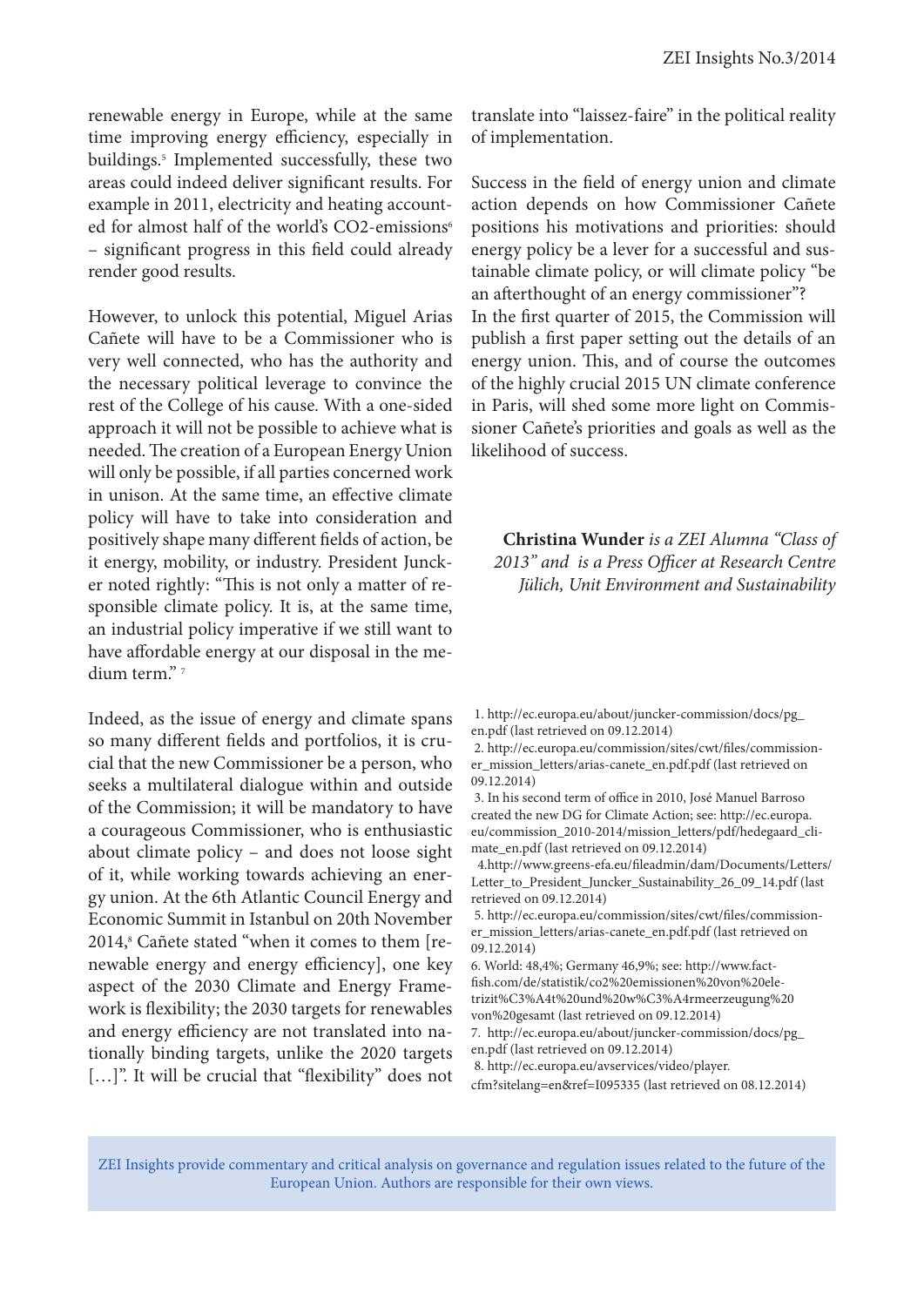renewable energy in Europe, while at the same time improving energy efficiency, especially in buildings.[5] Implemented successfully, these two areas could indeed deliver significant results. For example in 2011, electricity and heating accounted for almost half of the world's CO2-emissions[6] – significant progress in this field could already render good results.

However, to unlock this potential, Miguel Arias Cañete will have to be a Commissioner who is very well connected, who has the authority and the necessary political leverage to convince the rest of the College of his cause. With a one-sided approach it will not be possible to achieve what is needed. The creation of a European Energy Union will only be possible, if all parties concerned work in unison. At the same time, an effective climate policy will have to take into consideration and positively shape many different fields of action, be it energy, mobility, or industry. President Juncker noted rightly: "This is not only a matter of responsible climate policy. It is, at the same time, an industrial policy imperative if we still want to have affordable energy at our disposal in the medium term." [7]

Indeed, as the issue of energy and climate spans so many different fields and portfolios, it is crucial that the new Commissioner be a person, who seeks a multilateral dialogue within and outside of the Commission; it will be mandatory to have a courageous Commissioner, who is enthusiastic about climate policy – and does not loose sight of it, while working towards achieving an energy union. At the 6th Atlantic Council Energy and Economic Summit in Istanbul on 20th November 2014,[8] Cañete stated "when it comes to them [renewable energy and energy efficiency], one key aspect of the 2030 Climate and Energy Framework is flexibility; the 2030 targets for renewables and energy efficiency are not translated into nationally binding targets, unlike the 2020 targets […]". It will be crucial that "flexibility" does not translate into "laissez-faire" in the political reality of implementation.

Success in the field of energy union and climate action depends on how Commissioner Cañete positions his motivations and priorities: should energy policy be a lever for a successful and sustainable climate policy, or will climate policy "be an afterthought of an energy commissioner"?
In the first quarter of 2015, the Commission will publish a first paper setting out the details of an energy union. This, and of course the outcomes of the highly crucial 2015 UN climate conference in Paris, will shed some more light on Commissioner Cañete's priorities and goals as well as the likelihood of success.

**Christina Wunder** *is a ZEI Alumna "Class of 2013" and is a Press Officer at Research Centre Jülich, Unit Environment and Sustainability*

1. http://ec.europa.eu/about/juncker-commission/docs/pg_en.pdf (last retrieved on 09.12.2014)
2. http://ec.europa.eu/commission/sites/cwt/files/commissioner_mission_letters/arias-canete_en.pdf.pdf (last retrieved on 09.12.2014)
3. In his second term of office in 2010, José Manuel Barroso created the new DG for Climate Action; see: http://ec.europa.eu/commission_2010-2014/mission_letters/pdf/hedegaard_climate_en.pdf (last retrieved on 09.12.2014)
4. http://www.greens-efa.eu/fileadmin/dam/Documents/Letters/Letter_to_President_Juncker_Sustainability_26_09_14.pdf (last retrieved on 09.12.2014)
5. http://ec.europa.eu/commission/sites/cwt/files/commissioner_mission_letters/arias-canete_en.pdf.pdf (last retrieved on 09.12.2014)
6. World: 48,4%; Germany 46,9%; see: http://www.fact-fish.com/de/statistik/co2%20emissionen%20von%20elektrizit%C3%A4t%20und%20w%C3%A4rmeerzeugung%20von%20gesamt (last retrieved on 09.12.2014)
7. http://ec.europa.eu/about/juncker-commission/docs/pg_en.pdf (last retrieved on 09.12.2014)
8. http://ec.europa.eu/avservices/video/player.cfm?sitelang=en&ref=I095335 (last retrieved on 08.12.2014)

ZEI Insights provide commentary and critical analysis on governance and regulation issues related to the future of the European Union. Authors are responsible for their own views.